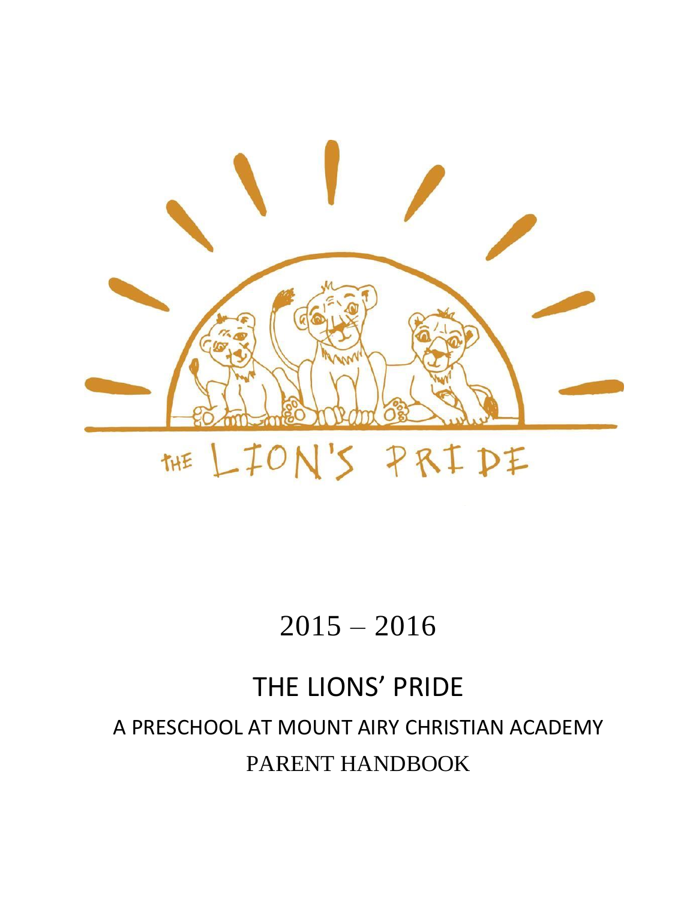THE LION'S PRIDE

2015 – 2016

# THE LIONS' PRIDE

## A PRESCHOOL AT MOUNT AIRY CHRISTIAN ACADEMY

## PARENT HANDBOOK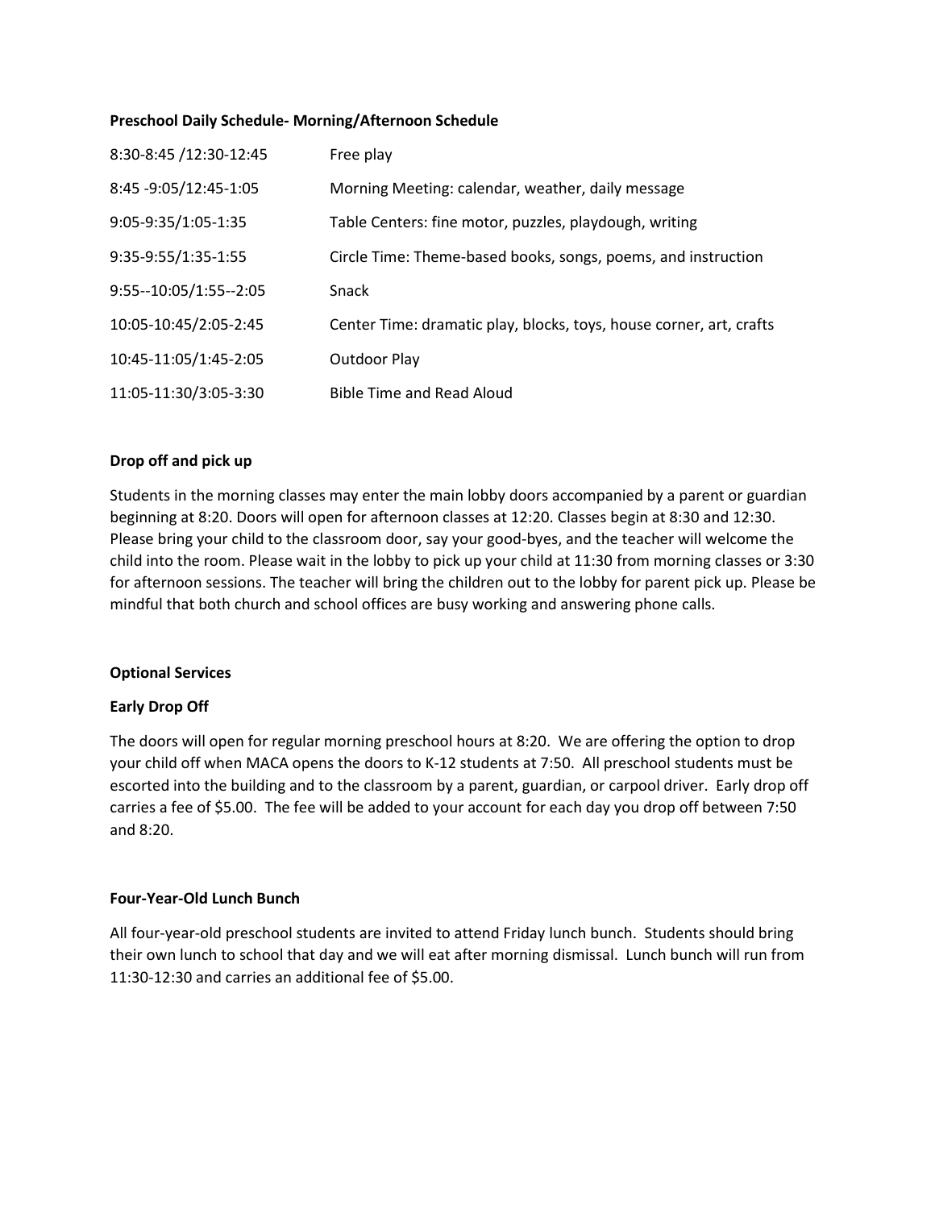**Preschool Daily Schedule- Morning/Afternoon Schedule**

| | |
|---|---|
| 8:30-8:45 /12:30-12:45 | Free play |
| 8:45 -9:05/12:45-1:05 | Morning Meeting: calendar, weather, daily message |
| 9:05-9:35/1:05-1:35 | Table Centers: fine motor, puzzles, playdough, writing |
| 9:35-9:55/1:35-1:55 | Circle Time: Theme-based books, songs, poems, and instruction |
| 9:55--10:05/1:55--2:05 | Snack |
| 10:05-10:45/2:05-2:45 | Center Time: dramatic play, blocks, toys, house corner, art, crafts |
| 10:45-11:05/1:45-2:05 | Outdoor Play |
| 11:05-11:30/3:05-3:30 | Bible Time and Read Aloud |

**Drop off and pick up**

Students in the morning classes may enter the main lobby doors accompanied by a parent or guardian beginning at 8:20. Doors will open for afternoon classes at 12:20. Classes begin at 8:30 and 12:30. Please bring your child to the classroom door, say your good-byes, and the teacher will welcome the child into the room. Please wait in the lobby to pick up your child at 11:30 from morning classes or 3:30 for afternoon sessions. The teacher will bring the children out to the lobby for parent pick up. Please be mindful that both church and school offices are busy working and answering phone calls.

**Optional Services**

**Early Drop Off**

The doors will open for regular morning preschool hours at 8:20. We are offering the option to drop your child off when MACA opens the doors to K-12 students at 7:50. All preschool students must be escorted into the building and to the classroom by a parent, guardian, or carpool driver. Early drop off carries a fee of $5.00. The fee will be added to your account for each day you drop off between 7:50 and 8:20.

**Four-Year-Old Lunch Bunch**

All four-year-old preschool students are invited to attend Friday lunch bunch. Students should bring their own lunch to school that day and we will eat after morning dismissal. Lunch bunch will run from 11:30-12:30 and carries an additional fee of $5.00.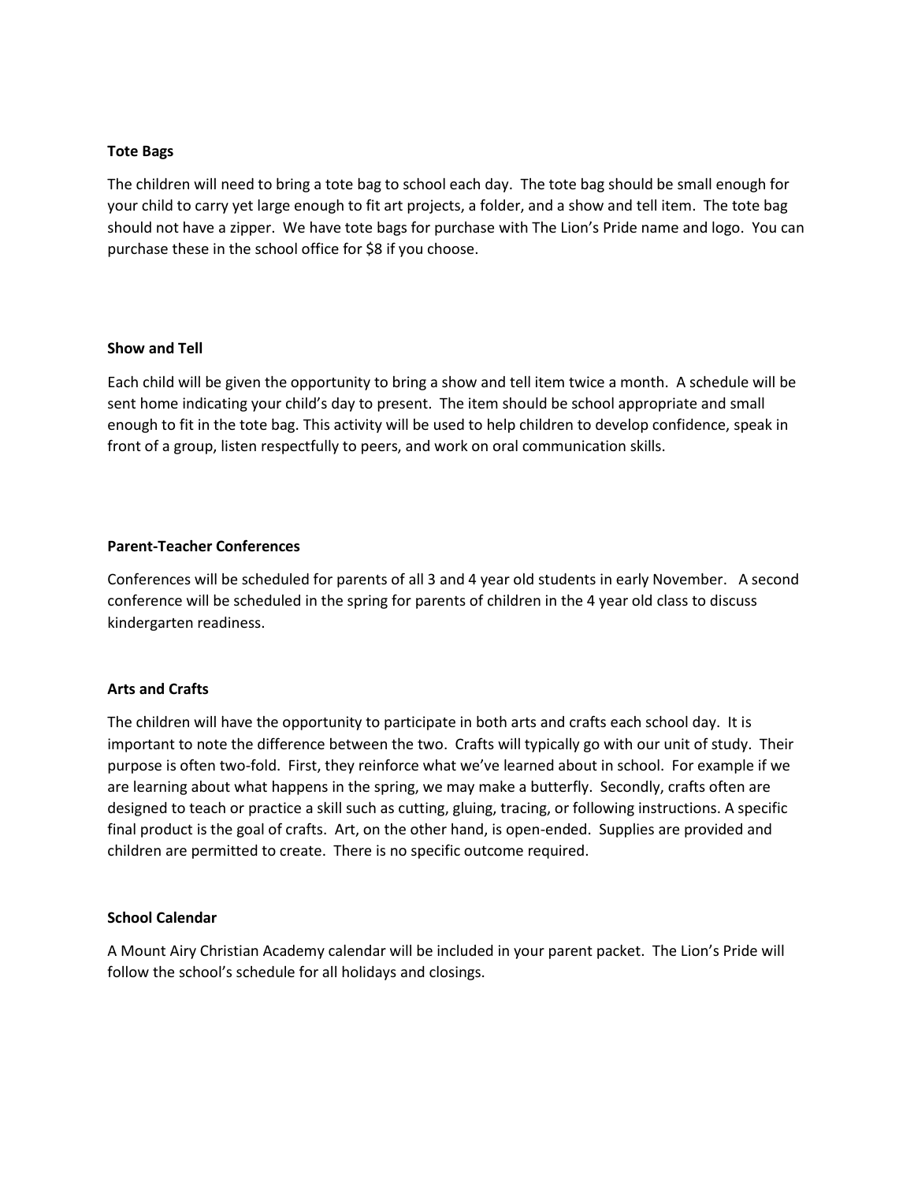**Tote Bags**

The children will need to bring a tote bag to school each day. The tote bag should be small enough for your child to carry yet large enough to fit art projects, a folder, and a show and tell item. The tote bag should not have a zipper. We have tote bags for purchase with The Lion's Pride name and logo. You can purchase these in the school office for $8 if you choose.

**Show and Tell**

Each child will be given the opportunity to bring a show and tell item twice a month. A schedule will be sent home indicating your child's day to present. The item should be school appropriate and small enough to fit in the tote bag. This activity will be used to help children to develop confidence, speak in front of a group, listen respectfully to peers, and work on oral communication skills.

**Parent-Teacher Conferences**

Conferences will be scheduled for parents of all 3 and 4 year old students in early November. A second conference will be scheduled in the spring for parents of children in the 4 year old class to discuss kindergarten readiness.

**Arts and Crafts**

The children will have the opportunity to participate in both arts and crafts each school day. It is important to note the difference between the two. Crafts will typically go with our unit of study. Their purpose is often two-fold. First, they reinforce what we've learned about in school. For example if we are learning about what happens in the spring, we may make a butterfly. Secondly, crafts often are designed to teach or practice a skill such as cutting, gluing, tracing, or following instructions. A specific final product is the goal of crafts. Art, on the other hand, is open-ended. Supplies are provided and children are permitted to create. There is no specific outcome required.

**School Calendar**

A Mount Airy Christian Academy calendar will be included in your parent packet. The Lion's Pride will follow the school's schedule for all holidays and closings.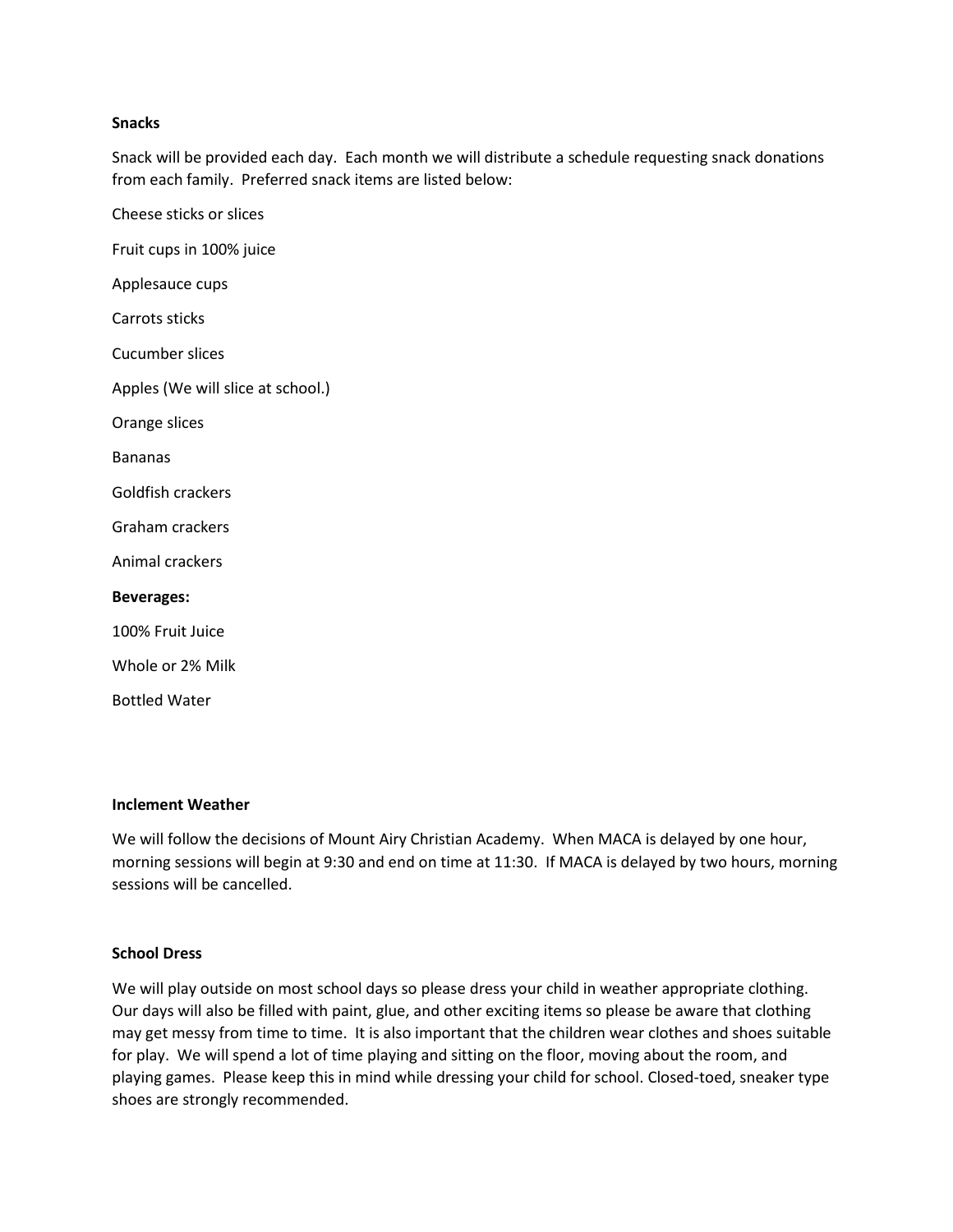**Snacks**

Snack will be provided each day. Each month we will distribute a schedule requesting snack donations from each family. Preferred snack items are listed below:

Cheese sticks or slices

Fruit cups in 100% juice

Applesauce cups

Carrots sticks

Cucumber slices

Apples (We will slice at school.)

Orange slices

Bananas

Goldfish crackers

Graham crackers

Animal crackers

**Beverages:**

100% Fruit Juice

Whole or 2% Milk

Bottled Water

**Inclement Weather**

We will follow the decisions of Mount Airy Christian Academy. When MACA is delayed by one hour, morning sessions will begin at 9:30 and end on time at 11:30. If MACA is delayed by two hours, morning sessions will be cancelled.

**School Dress**

We will play outside on most school days so please dress your child in weather appropriate clothing. Our days will also be filled with paint, glue, and other exciting items so please be aware that clothing may get messy from time to time. It is also important that the children wear clothes and shoes suitable for play. We will spend a lot of time playing and sitting on the floor, moving about the room, and playing games. Please keep this in mind while dressing your child for school. Closed-toed, sneaker type shoes are strongly recommended.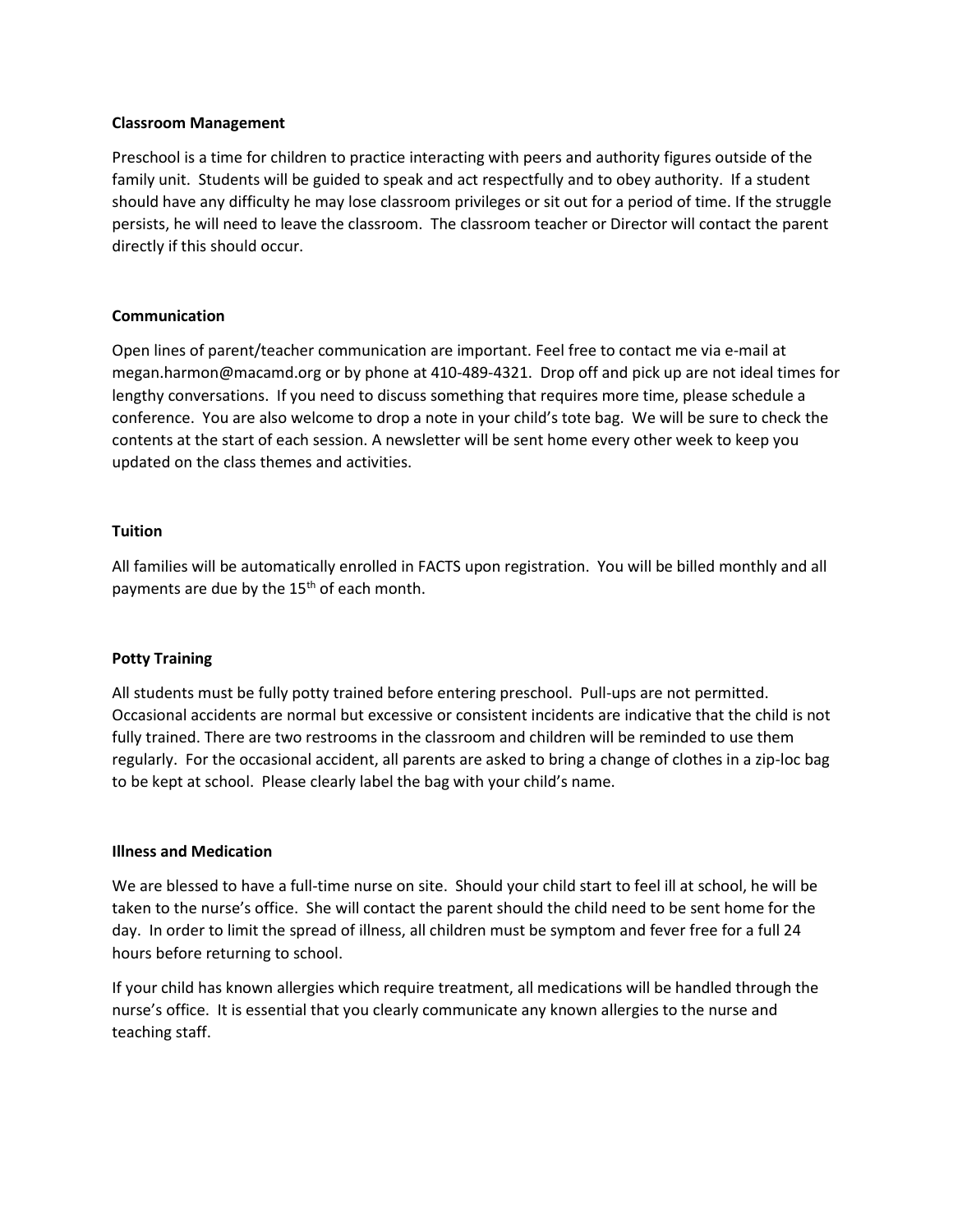**Classroom Management**

Preschool is a time for children to practice interacting with peers and authority figures outside of the family unit. Students will be guided to speak and act respectfully and to obey authority. If a student should have any difficulty he may lose classroom privileges or sit out for a period of time. If the struggle persists, he will need to leave the classroom. The classroom teacher or Director will contact the parent directly if this should occur.

**Communication**

Open lines of parent/teacher communication are important. Feel free to contact me via e-mail at megan.harmon@macamd.org or by phone at 410-489-4321. Drop off and pick up are not ideal times for lengthy conversations. If you need to discuss something that requires more time, please schedule a conference. You are also welcome to drop a note in your child's tote bag. We will be sure to check the contents at the start of each session. A newsletter will be sent home every other week to keep you updated on the class themes and activities.

**Tuition**

All families will be automatically enrolled in FACTS upon registration. You will be billed monthly and all payments are due by the 15th of each month.

**Potty Training**

All students must be fully potty trained before entering preschool. Pull-ups are not permitted. Occasional accidents are normal but excessive or consistent incidents are indicative that the child is not fully trained. There are two restrooms in the classroom and children will be reminded to use them regularly. For the occasional accident, all parents are asked to bring a change of clothes in a zip-loc bag to be kept at school. Please clearly label the bag with your child's name.

**Illness and Medication**

We are blessed to have a full-time nurse on site. Should your child start to feel ill at school, he will be taken to the nurse's office. She will contact the parent should the child need to be sent home for the day. In order to limit the spread of illness, all children must be symptom and fever free for a full 24 hours before returning to school.

If your child has known allergies which require treatment, all medications will be handled through the nurse's office. It is essential that you clearly communicate any known allergies to the nurse and teaching staff.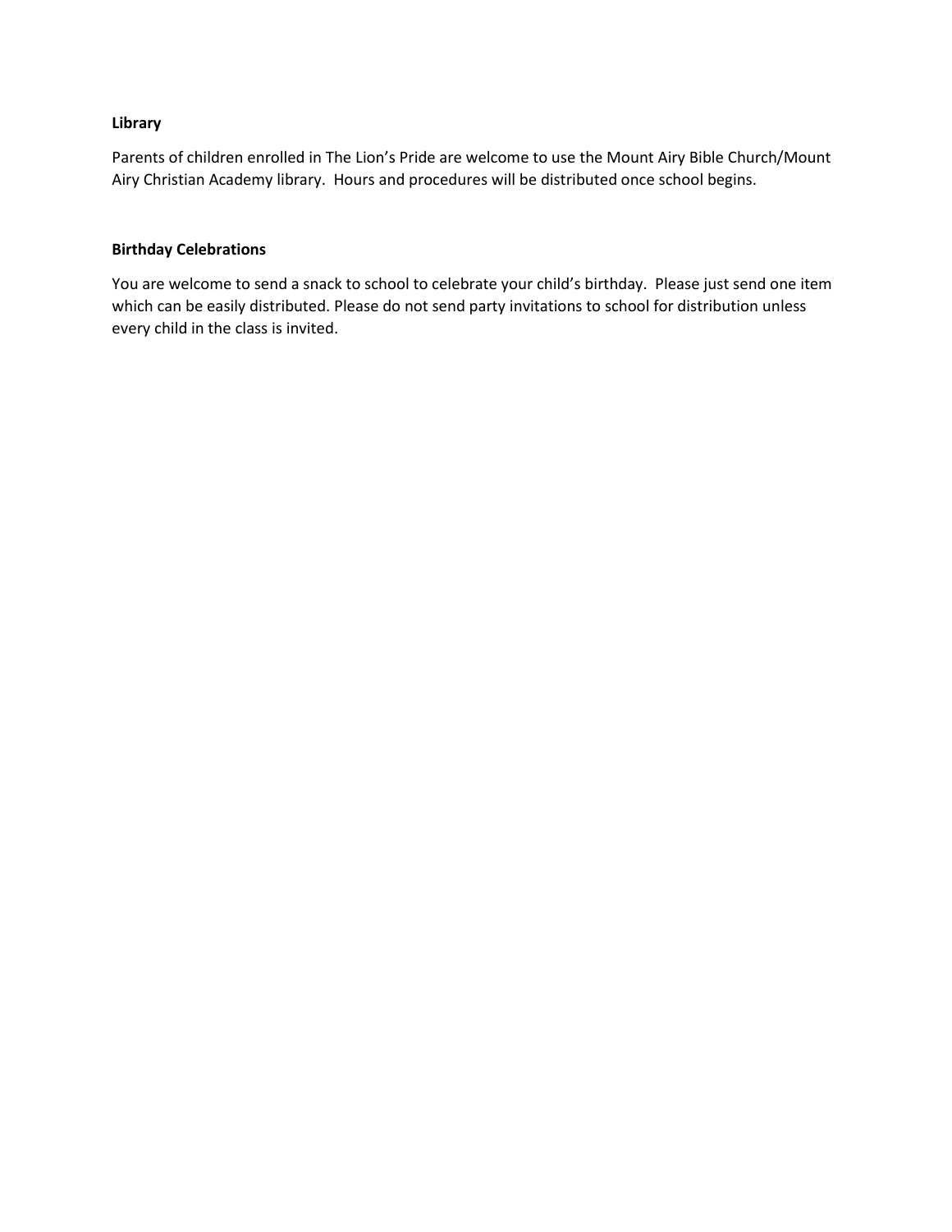**Library**

Parents of children enrolled in The Lion's Pride are welcome to use the Mount Airy Bible Church/Mount Airy Christian Academy library. Hours and procedures will be distributed once school begins.

**Birthday Celebrations**

You are welcome to send a snack to school to celebrate your child's birthday. Please just send one item which can be easily distributed. Please do not send party invitations to school for distribution unless every child in the class is invited.